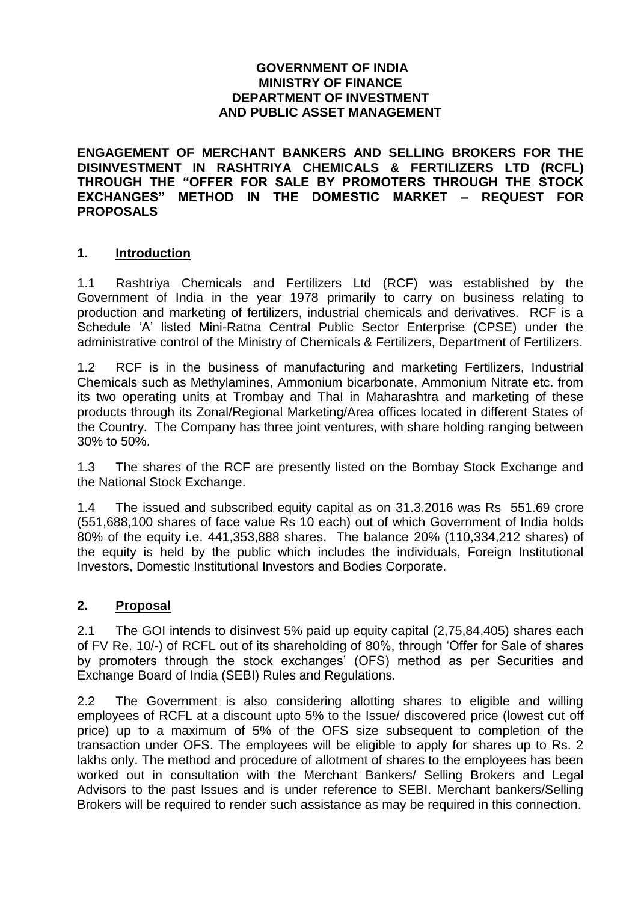**GOVERNMENT OF INDIA**
**MINISTRY OF FINANCE**
**DEPARTMENT OF INVESTMENT**
**AND PUBLIC ASSET MANAGEMENT**

**ENGAGEMENT OF MERCHANT BANKERS AND SELLING BROKERS FOR THE DISINVESTMENT IN RASHTRIYA CHEMICALS & FERTILIZERS LTD (RCFL) THROUGH THE "OFFER FOR SALE BY PROMOTERS THROUGH THE STOCK EXCHANGES" METHOD IN THE DOMESTIC MARKET – REQUEST FOR PROPOSALS**

## 1. Introduction

1.1 Rashtriya Chemicals and Fertilizers Ltd (RCF) was established by the Government of India in the year 1978 primarily to carry on business relating to production and marketing of fertilizers, industrial chemicals and derivatives. RCF is a Schedule 'A' listed Mini-Ratna Central Public Sector Enterprise (CPSE) under the administrative control of the Ministry of Chemicals & Fertilizers, Department of Fertilizers.

1.2 RCF is in the business of manufacturing and marketing Fertilizers, Industrial Chemicals such as Methylamines, Ammonium bicarbonate, Ammonium Nitrate etc. from its two operating units at Trombay and ThaI in Maharashtra and marketing of these products through its Zonal/Regional Marketing/Area offices located in different States of the Country. The Company has three joint ventures, with share holding ranging between 30% to 50%.

1.3 The shares of the RCF are presently listed on the Bombay Stock Exchange and the National Stock Exchange.

1.4 The issued and subscribed equity capital as on 31.3.2016 was Rs 551.69 crore (551,688,100 shares of face value Rs 10 each) out of which Government of India holds 80% of the equity i.e. 441,353,888 shares. The balance 20% (110,334,212 shares) of the equity is held by the public which includes the individuals, Foreign Institutional Investors, Domestic Institutional Investors and Bodies Corporate.

## 2. Proposal

2.1 The GOI intends to disinvest 5% paid up equity capital (2,75,84,405) shares each of FV Re. 10/-) of RCFL out of its shareholding of 80%, through 'Offer for Sale of shares by promoters through the stock exchanges' (OFS) method as per Securities and Exchange Board of India (SEBI) Rules and Regulations.

2.2 The Government is also considering allotting shares to eligible and willing employees of RCFL at a discount upto 5% to the Issue/ discovered price (lowest cut off price) up to a maximum of 5% of the OFS size subsequent to completion of the transaction under OFS. The employees will be eligible to apply for shares up to Rs. 2 lakhs only. The method and procedure of allotment of shares to the employees has been worked out in consultation with the Merchant Bankers/ Selling Brokers and Legal Advisors to the past Issues and is under reference to SEBI. Merchant bankers/Selling Brokers will be required to render such assistance as may be required in this connection.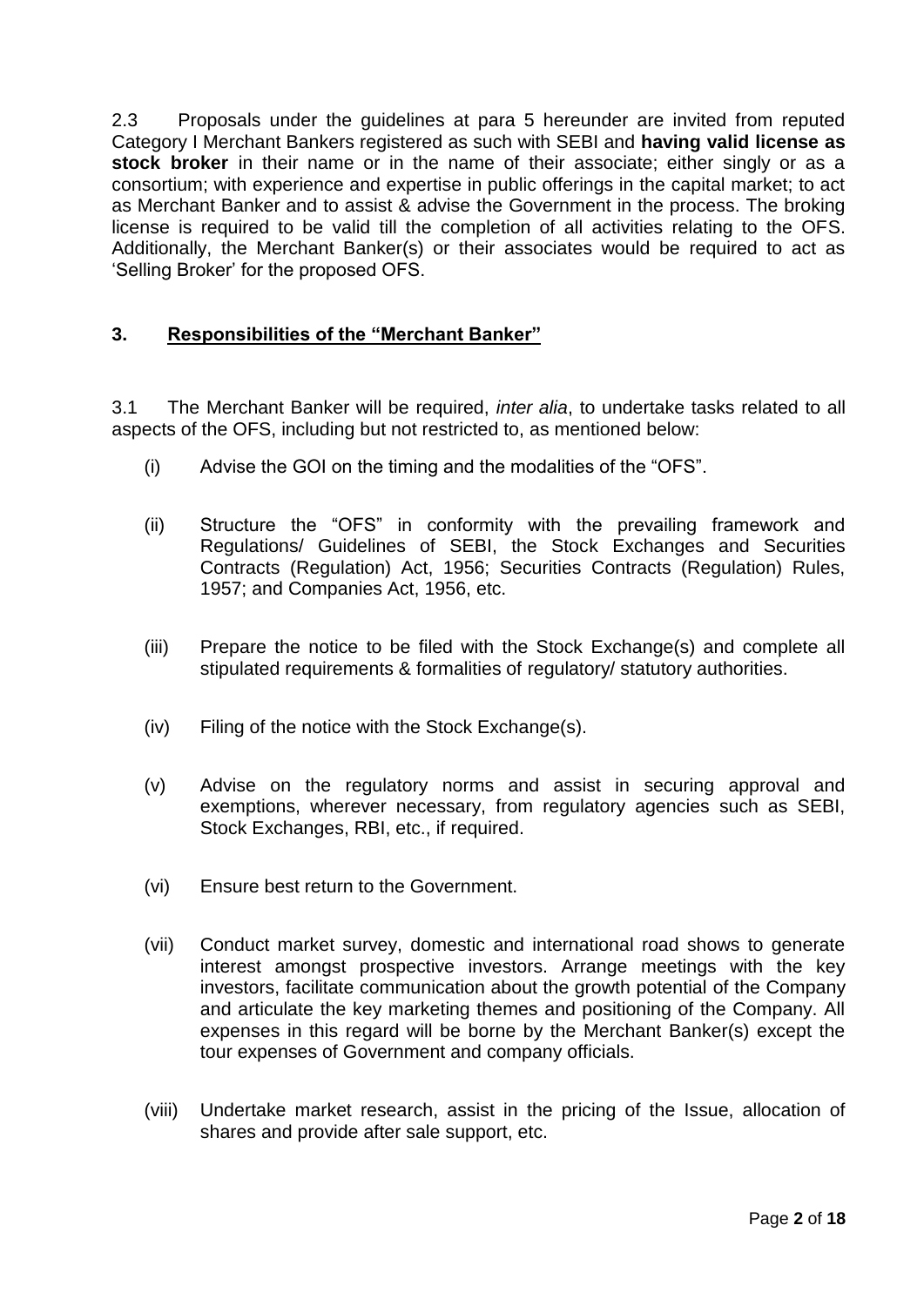2.3 Proposals under the guidelines at para 5 hereunder are invited from reputed Category I Merchant Bankers registered as such with SEBI and **having valid license as stock broker** in their name or in the name of their associate; either singly or as a consortium; with experience and expertise in public offerings in the capital market; to act as Merchant Banker and to assist & advise the Government in the process. The broking license is required to be valid till the completion of all activities relating to the OFS. Additionally, the Merchant Banker(s) or their associates would be required to act as 'Selling Broker' for the proposed OFS.

## 3. Responsibilities of the "Merchant Banker"

3.1 The Merchant Banker will be required, *inter alia*, to undertake tasks related to all aspects of the OFS, including but not restricted to, as mentioned below:

(i) Advise the GOI on the timing and the modalities of the "OFS".

(ii) Structure the "OFS" in conformity with the prevailing framework and Regulations/ Guidelines of SEBI, the Stock Exchanges and Securities Contracts (Regulation) Act, 1956; Securities Contracts (Regulation) Rules, 1957; and Companies Act, 1956, etc.

(iii) Prepare the notice to be filed with the Stock Exchange(s) and complete all stipulated requirements & formalities of regulatory/ statutory authorities.

(iv) Filing of the notice with the Stock Exchange(s).

(v) Advise on the regulatory norms and assist in securing approval and exemptions, wherever necessary, from regulatory agencies such as SEBI, Stock Exchanges, RBI, etc., if required.

(vi) Ensure best return to the Government.

(vii) Conduct market survey, domestic and international road shows to generate interest amongst prospective investors. Arrange meetings with the key investors, facilitate communication about the growth potential of the Company and articulate the key marketing themes and positioning of the Company. All expenses in this regard will be borne by the Merchant Banker(s) except the tour expenses of Government and company officials.

(viii) Undertake market research, assist in the pricing of the Issue, allocation of shares and provide after sale support, etc.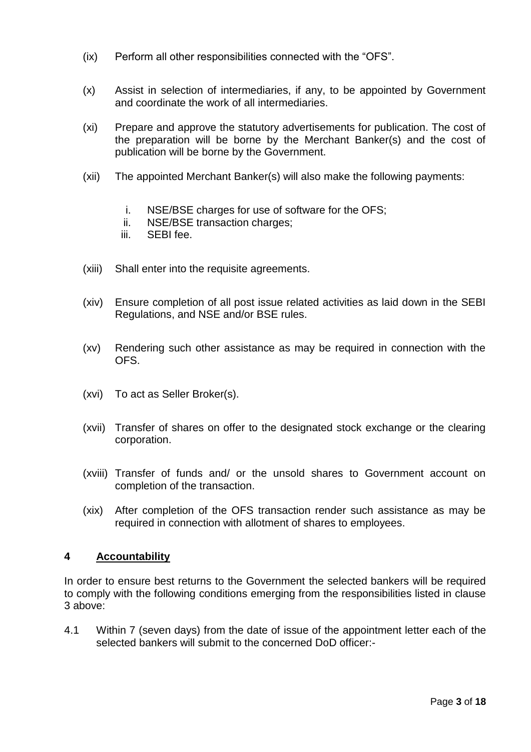(ix) Perform all other responsibilities connected with the "OFS".

(x) Assist in selection of intermediaries, if any, to be appointed by Government and coordinate the work of all intermediaries.

(xi) Prepare and approve the statutory advertisements for publication. The cost of the preparation will be borne by the Merchant Banker(s) and the cost of publication will be borne by the Government.

(xii) The appointed Merchant Banker(s) will also make the following payments:

   i. NSE/BSE charges for use of software for the OFS;
   ii. NSE/BSE transaction charges;
   iii. SEBI fee.

(xiii) Shall enter into the requisite agreements.

(xiv) Ensure completion of all post issue related activities as laid down in the SEBI Regulations, and NSE and/or BSE rules.

(xv) Rendering such other assistance as may be required in connection with the OFS.

(xvi) To act as Seller Broker(s).

(xvii) Transfer of shares on offer to the designated stock exchange or the clearing corporation.

(xviii) Transfer of funds and/ or the unsold shares to Government account on completion of the transaction.

(xix) After completion of the OFS transaction render such assistance as may be required in connection with allotment of shares to employees.

## 4 Accountability

In order to ensure best returns to the Government the selected bankers will be required to comply with the following conditions emerging from the responsibilities listed in clause 3 above:

4.1 Within 7 (seven days) from the date of issue of the appointment letter each of the selected bankers will submit to the concerned DoD officer:-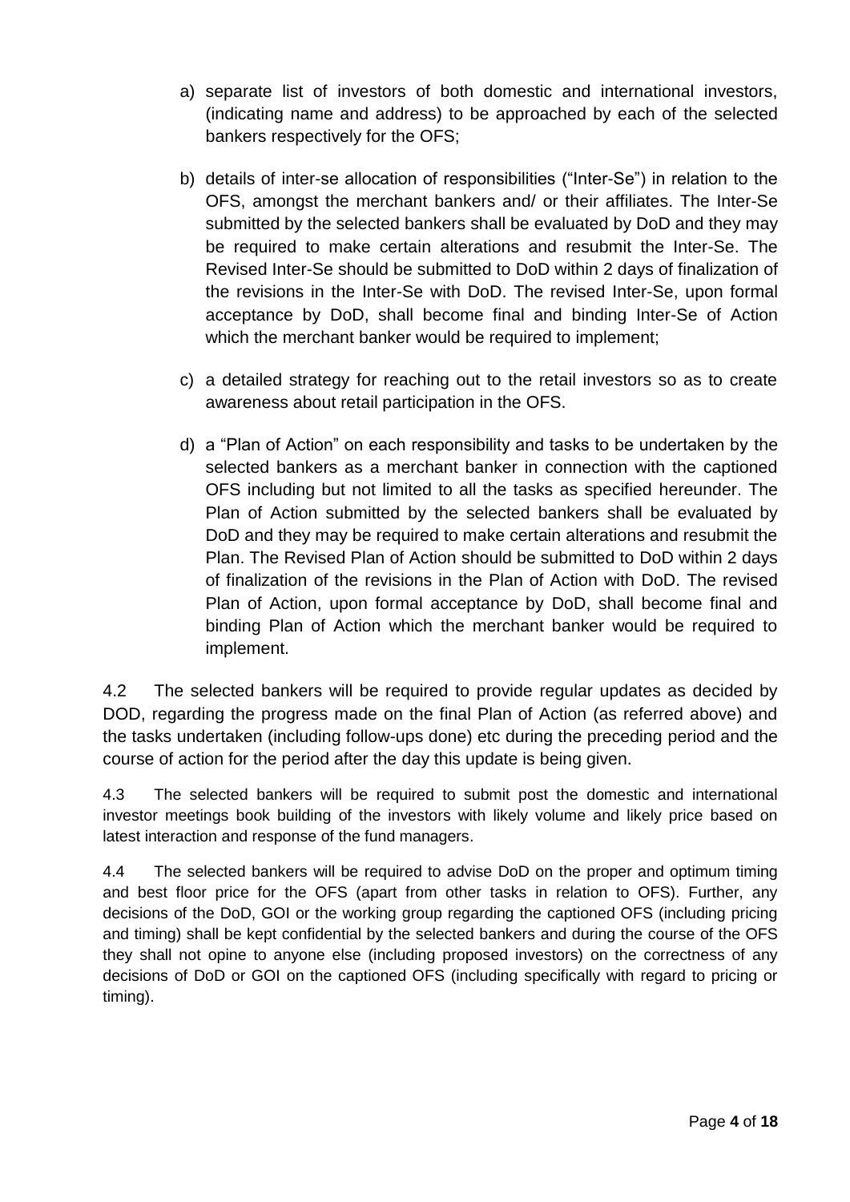a) separate list of investors of both domestic and international investors, (indicating name and address) to be approached by each of the selected bankers respectively for the OFS;

b) details of inter-se allocation of responsibilities ("Inter-Se") in relation to the OFS, amongst the merchant bankers and/ or their affiliates. The Inter-Se submitted by the selected bankers shall be evaluated by DoD and they may be required to make certain alterations and resubmit the Inter-Se. The Revised Inter-Se should be submitted to DoD within 2 days of finalization of the revisions in the Inter-Se with DoD. The revised Inter-Se, upon formal acceptance by DoD, shall become final and binding Inter-Se of Action which the merchant banker would be required to implement;

c) a detailed strategy for reaching out to the retail investors so as to create awareness about retail participation in the OFS.

d) a "Plan of Action" on each responsibility and tasks to be undertaken by the selected bankers as a merchant banker in connection with the captioned OFS including but not limited to all the tasks as specified hereunder. The Plan of Action submitted by the selected bankers shall be evaluated by DoD and they may be required to make certain alterations and resubmit the Plan. The Revised Plan of Action should be submitted to DoD within 2 days of finalization of the revisions in the Plan of Action with DoD. The revised Plan of Action, upon formal acceptance by DoD, shall become final and binding Plan of Action which the merchant banker would be required to implement.

4.2 The selected bankers will be required to provide regular updates as decided by DOD, regarding the progress made on the final Plan of Action (as referred above) and the tasks undertaken (including follow-ups done) etc during the preceding period and the course of action for the period after the day this update is being given.

4.3 The selected bankers will be required to submit post the domestic and international investor meetings book building of the investors with likely volume and likely price based on latest interaction and response of the fund managers.

4.4 The selected bankers will be required to advise DoD on the proper and optimum timing and best floor price for the OFS (apart from other tasks in relation to OFS). Further, any decisions of the DoD, GOI or the working group regarding the captioned OFS (including pricing and timing) shall be kept confidential by the selected bankers and during the course of the OFS they shall not opine to anyone else (including proposed investors) on the correctness of any decisions of DoD or GOI on the captioned OFS (including specifically with regard to pricing or timing).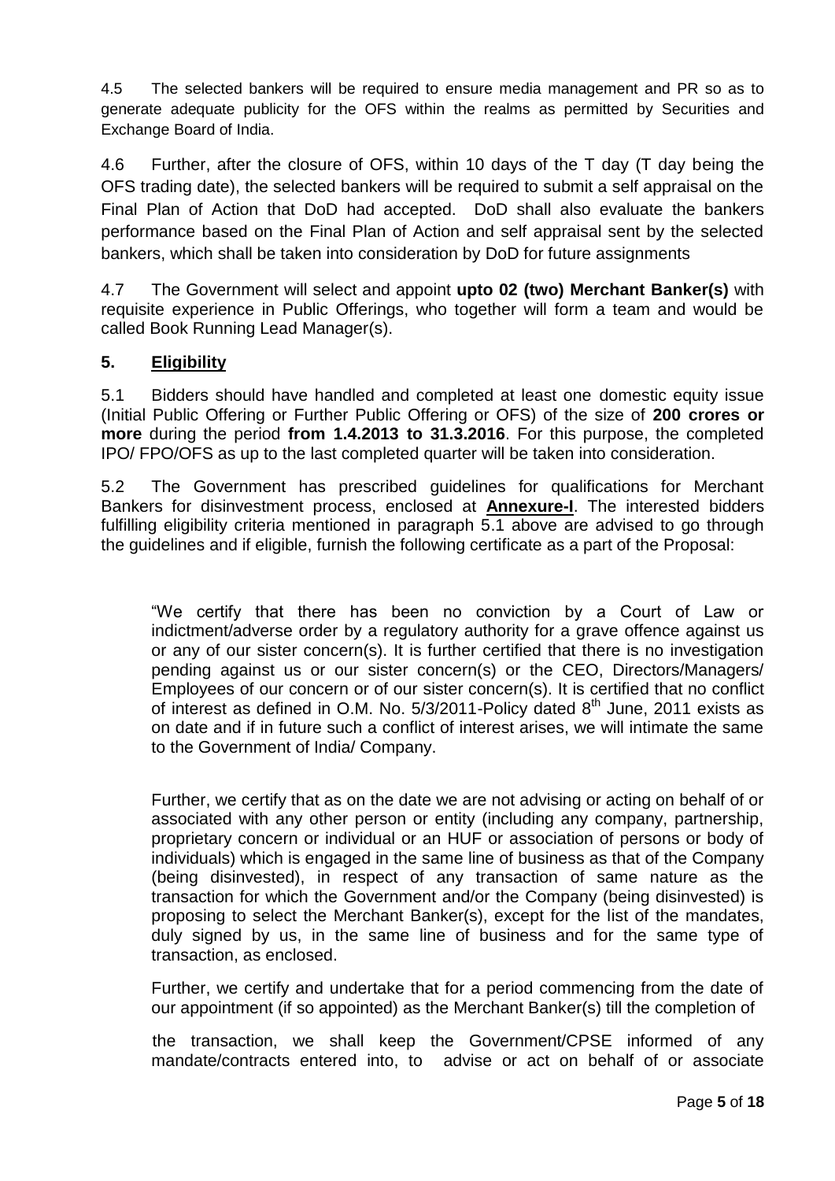4.5 The selected bankers will be required to ensure media management and PR so as to generate adequate publicity for the OFS within the realms as permitted by Securities and Exchange Board of India.

4.6 Further, after the closure of OFS, within 10 days of the T day (T day being the OFS trading date), the selected bankers will be required to submit a self appraisal on the Final Plan of Action that DoD had accepted. DoD shall also evaluate the bankers performance based on the Final Plan of Action and self appraisal sent by the selected bankers, which shall be taken into consideration by DoD for future assignments

4.7 The Government will select and appoint **upto 02 (two) Merchant Banker(s)** with requisite experience in Public Offerings, who together will form a team and would be called Book Running Lead Manager(s).

## 5. Eligibility

5.1 Bidders should have handled and completed at least one domestic equity issue (Initial Public Offering or Further Public Offering or OFS) of the size of **200 crores or more** during the period **from 1.4.2013 to 31.3.2016**. For this purpose, the completed IPO/ FPO/OFS as up to the last completed quarter will be taken into consideration.

5.2 The Government has prescribed guidelines for qualifications for Merchant Bankers for disinvestment process, enclosed at **Annexure-I**. The interested bidders fulfilling eligibility criteria mentioned in paragraph 5.1 above are advised to go through the guidelines and if eligible, furnish the following certificate as a part of the Proposal:

> "We certify that there has been no conviction by a Court of Law or indictment/adverse order by a regulatory authority for a grave offence against us or any of our sister concern(s). It is further certified that there is no investigation pending against us or our sister concern(s) or the CEO, Directors/Managers/ Employees of our concern or of our sister concern(s). It is certified that no conflict of interest as defined in O.M. No. 5/3/2011-Policy dated 8th June, 2011 exists as on date and if in future such a conflict of interest arises, we will intimate the same to the Government of India/ Company.
>
> Further, we certify that as on the date we are not advising or acting on behalf of or associated with any other person or entity (including any company, partnership, proprietary concern or individual or an HUF or association of persons or body of individuals) which is engaged in the same line of business as that of the Company (being disinvested), in respect of any transaction of same nature as the transaction for which the Government and/or the Company (being disinvested) is proposing to select the Merchant Banker(s), except for the list of the mandates, duly signed by us, in the same line of business and for the same type of transaction, as enclosed.
>
> Further, we certify and undertake that for a period commencing from the date of our appointment (if so appointed) as the Merchant Banker(s) till the completion of the transaction, we shall keep the Government/CPSE informed of any mandate/contracts entered into, to advise or act on behalf of or associate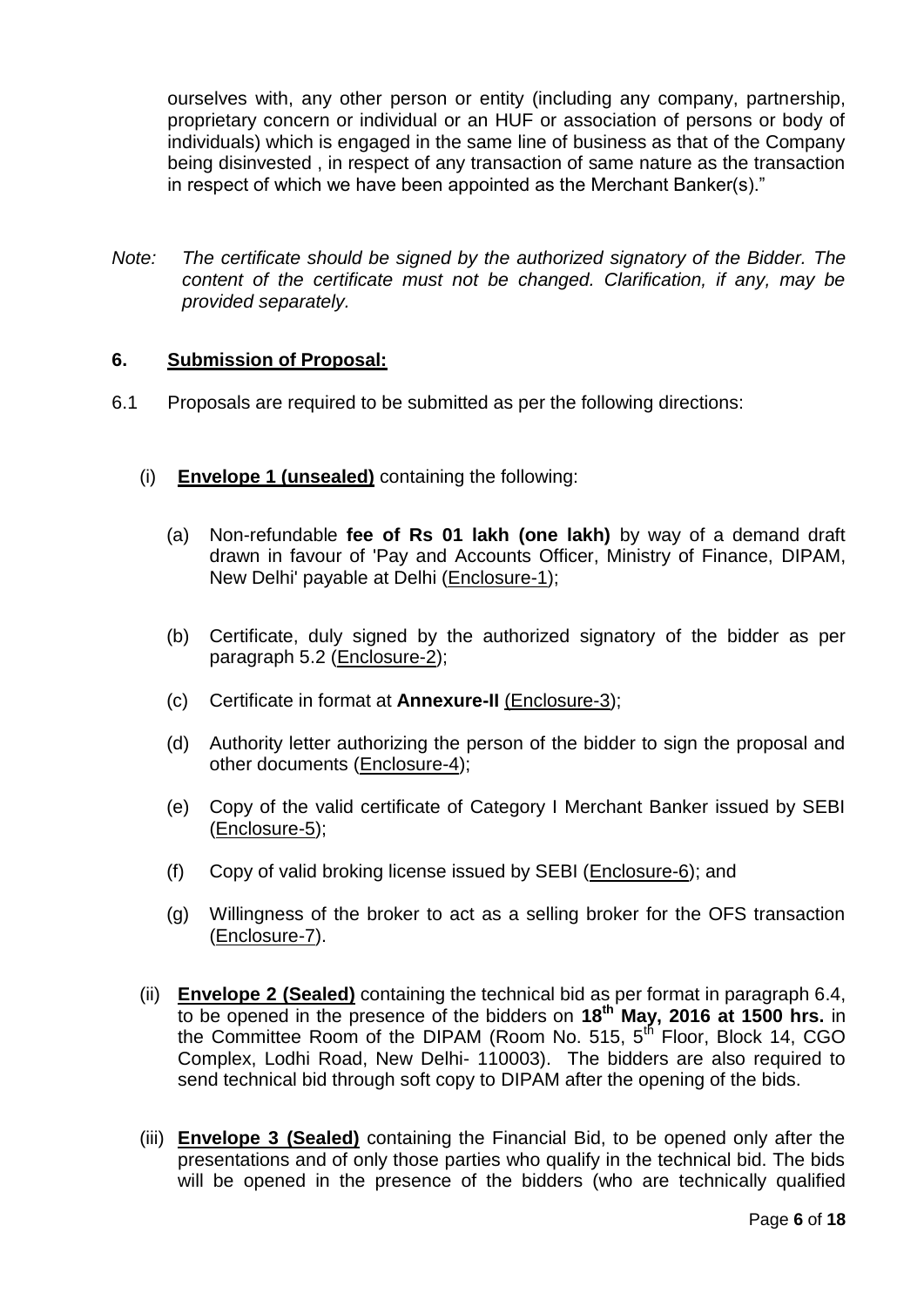ourselves with, any other person or entity (including any company, partnership, proprietary concern or individual or an HUF or association of persons or body of individuals) which is engaged in the same line of business as that of the Company being disinvested , in respect of any transaction of same nature as the transaction in respect of which we have been appointed as the Merchant Banker(s)."

*Note: The certificate should be signed by the authorized signatory of the Bidder. The content of the certificate must not be changed. Clarification, if any, may be provided separately.*

## 6. Submission of Proposal:

6.1 Proposals are required to be submitted as per the following directions:

(i) **Envelope 1 (unsealed)** containing the following:

(a) Non-refundable **fee of Rs 01 lakh (one lakh)** by way of a demand draft drawn in favour of 'Pay and Accounts Officer, Ministry of Finance, DIPAM, New Delhi' payable at Delhi (Enclosure-1);

(b) Certificate, duly signed by the authorized signatory of the bidder as per paragraph 5.2 (Enclosure-2);

(c) Certificate in format at **Annexure-II** (Enclosure-3);

(d) Authority letter authorizing the person of the bidder to sign the proposal and other documents (Enclosure-4);

(e) Copy of the valid certificate of Category I Merchant Banker issued by SEBI (Enclosure-5);

(f) Copy of valid broking license issued by SEBI (Enclosure-6); and

(g) Willingness of the broker to act as a selling broker for the OFS transaction (Enclosure-7).

(ii) **Envelope 2 (Sealed)** containing the technical bid as per format in paragraph 6.4, to be opened in the presence of the bidders on **18th May, 2016 at 1500 hrs.** in the Committee Room of the DIPAM (Room No. 515, 5th Floor, Block 14, CGO Complex, Lodhi Road, New Delhi- 110003). The bidders are also required to send technical bid through soft copy to DIPAM after the opening of the bids.

(iii) **Envelope 3 (Sealed)** containing the Financial Bid, to be opened only after the presentations and of only those parties who qualify in the technical bid. The bids will be opened in the presence of the bidders (who are technically qualified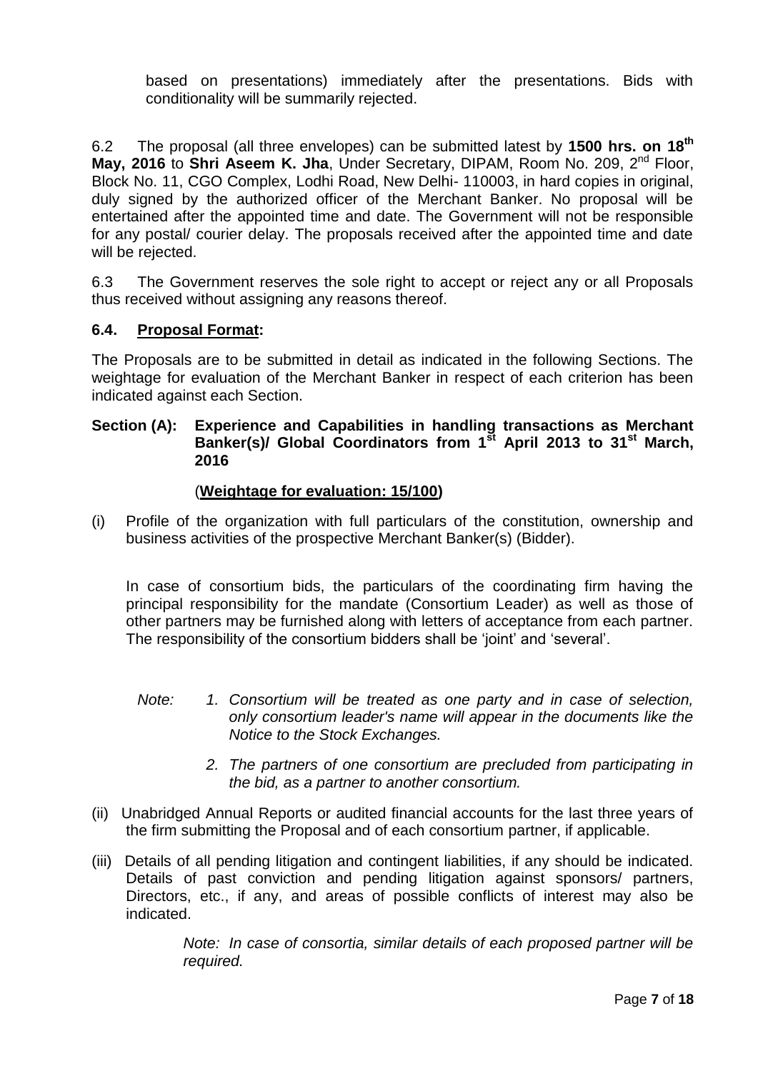based on presentations) immediately after the presentations. Bids with conditionality will be summarily rejected.

6.2 The proposal (all three envelopes) can be submitted latest by **1500 hrs. on 18th May, 2016** to **Shri Aseem K. Jha**, Under Secretary, DIPAM, Room No. 209, 2nd Floor, Block No. 11, CGO Complex, Lodhi Road, New Delhi- 110003, in hard copies in original, duly signed by the authorized officer of the Merchant Banker. No proposal will be entertained after the appointed time and date. The Government will not be responsible for any postal/ courier delay. The proposals received after the appointed time and date will be rejected.

6.3 The Government reserves the sole right to accept or reject any or all Proposals thus received without assigning any reasons thereof.

### 6.4. Proposal Format:

The Proposals are to be submitted in detail as indicated in the following Sections. The weightage for evaluation of the Merchant Banker in respect of each criterion has been indicated against each Section.

**Section (A): Experience and Capabilities in handling transactions as Merchant Banker(s)/ Global Coordinators from 1st April 2013 to 31st March, 2016**

(**Weightage for evaluation: 15/100)**

(i) Profile of the organization with full particulars of the constitution, ownership and business activities of the prospective Merchant Banker(s) (Bidder).

In case of consortium bids, the particulars of the coordinating firm having the principal responsibility for the mandate (Consortium Leader) as well as those of other partners may be furnished along with letters of acceptance from each partner. The responsibility of the consortium bidders shall be 'joint' and 'several'.

*Note: 1. Consortium will be treated as one party and in case of selection, only consortium leader's name will appear in the documents like the Notice to the Stock Exchanges.*

*2. The partners of one consortium are precluded from participating in the bid, as a partner to another consortium.*

(ii) Unabridged Annual Reports or audited financial accounts for the last three years of the firm submitting the Proposal and of each consortium partner, if applicable.

(iii) Details of all pending litigation and contingent liabilities, if any should be indicated. Details of past conviction and pending litigation against sponsors/ partners, Directors, etc., if any, and areas of possible conflicts of interest may also be indicated.

*Note: In case of consortia, similar details of each proposed partner will be required.*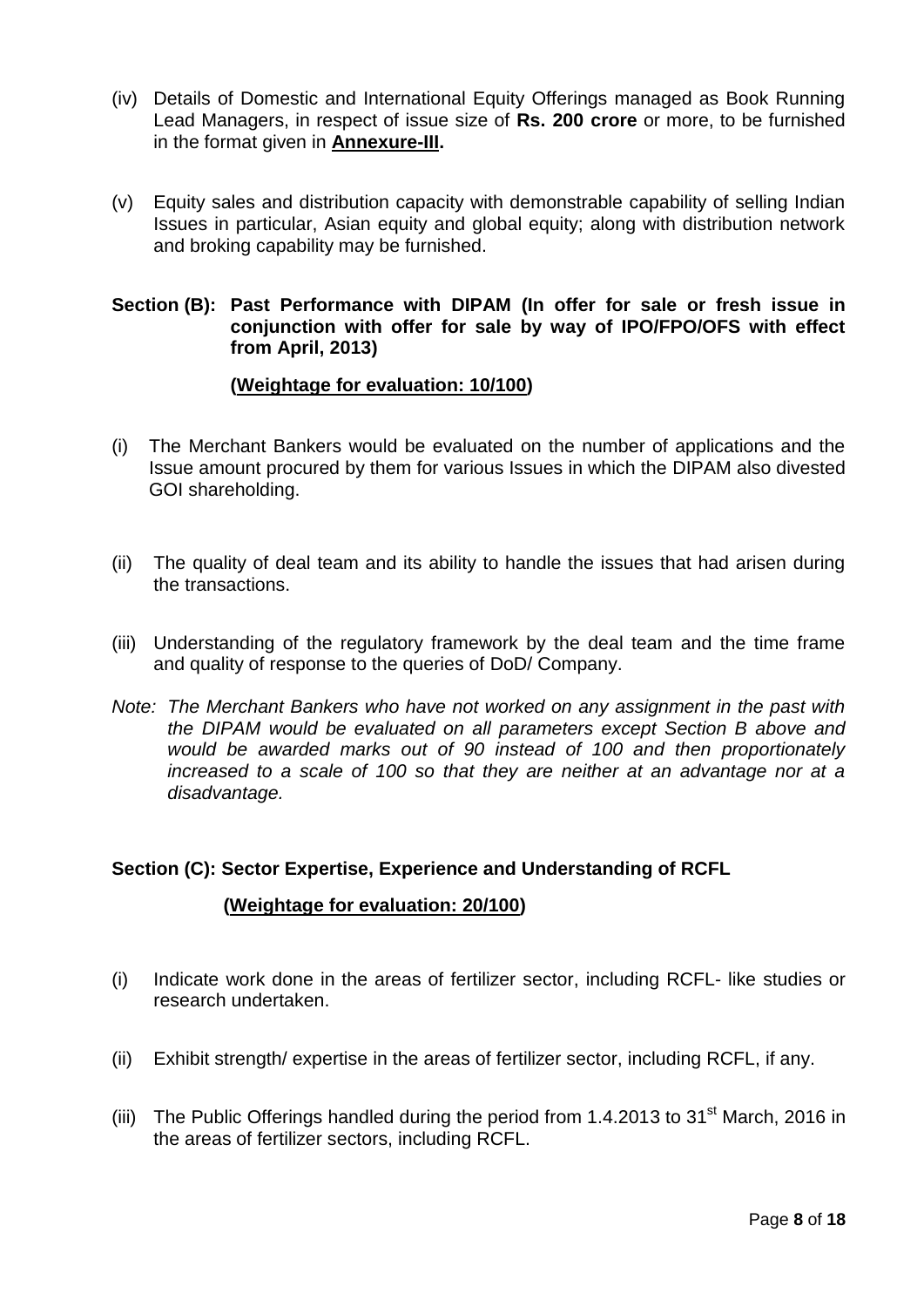(iv) Details of Domestic and International Equity Offerings managed as Book Running Lead Managers, in respect of issue size of **Rs. 200 crore** or more, to be furnished in the format given in **Annexure-III.**

(v) Equity sales and distribution capacity with demonstrable capability of selling Indian Issues in particular, Asian equity and global equity; along with distribution network and broking capability may be furnished.

**Section (B): Past Performance with DIPAM (In offer for sale or fresh issue in conjunction with offer for sale by way of IPO/FPO/OFS with effect from April, 2013)**

**(Weightage for evaluation: 10/100)**

(i) The Merchant Bankers would be evaluated on the number of applications and the Issue amount procured by them for various Issues in which the DIPAM also divested GOI shareholding.

(ii) The quality of deal team and its ability to handle the issues that had arisen during the transactions.

(iii) Understanding of the regulatory framework by the deal team and the time frame and quality of response to the queries of DoD/ Company.

*Note: The Merchant Bankers who have not worked on any assignment in the past with the DIPAM would be evaluated on all parameters except Section B above and would be awarded marks out of 90 instead of 100 and then proportionately increased to a scale of 100 so that they are neither at an advantage nor at a disadvantage.*

**Section (C): Sector Expertise, Experience and Understanding of RCFL**

**(Weightage for evaluation: 20/100)**

(i) Indicate work done in the areas of fertilizer sector, including RCFL- like studies or research undertaken.

(ii) Exhibit strength/ expertise in the areas of fertilizer sector, including RCFL, if any.

(iii) The Public Offerings handled during the period from 1.4.2013 to 31st March, 2016 in the areas of fertilizer sectors, including RCFL.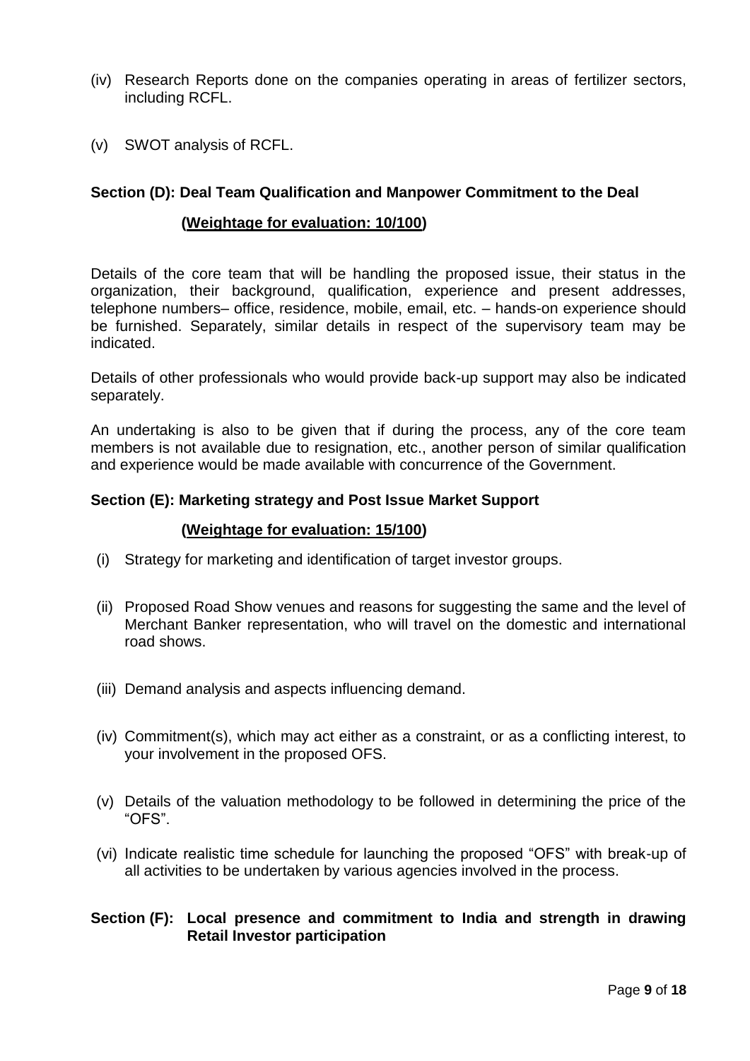(iv) Research Reports done on the companies operating in areas of fertilizer sectors, including RCFL.

(v) SWOT analysis of RCFL.

**Section (D): Deal Team Qualification and Manpower Commitment to the Deal**

**(Weightage for evaluation: 10/100)**

Details of the core team that will be handling the proposed issue, their status in the organization, their background, qualification, experience and present addresses, telephone numbers– office, residence, mobile, email, etc. – hands-on experience should be furnished. Separately, similar details in respect of the supervisory team may be indicated.

Details of other professionals who would provide back-up support may also be indicated separately.

An undertaking is also to be given that if during the process, any of the core team members is not available due to resignation, etc., another person of similar qualification and experience would be made available with concurrence of the Government.

**Section (E): Marketing strategy and Post Issue Market Support**

**(Weightage for evaluation: 15/100)**

(i) Strategy for marketing and identification of target investor groups.

(ii) Proposed Road Show venues and reasons for suggesting the same and the level of Merchant Banker representation, who will travel on the domestic and international road shows.

(iii) Demand analysis and aspects influencing demand.

(iv) Commitment(s), which may act either as a constraint, or as a conflicting interest, to your involvement in the proposed OFS.

(v) Details of the valuation methodology to be followed in determining the price of the "OFS".

(vi) Indicate realistic time schedule for launching the proposed "OFS" with break-up of all activities to be undertaken by various agencies involved in the process.

**Section (F): Local presence and commitment to India and strength in drawing Retail Investor participation**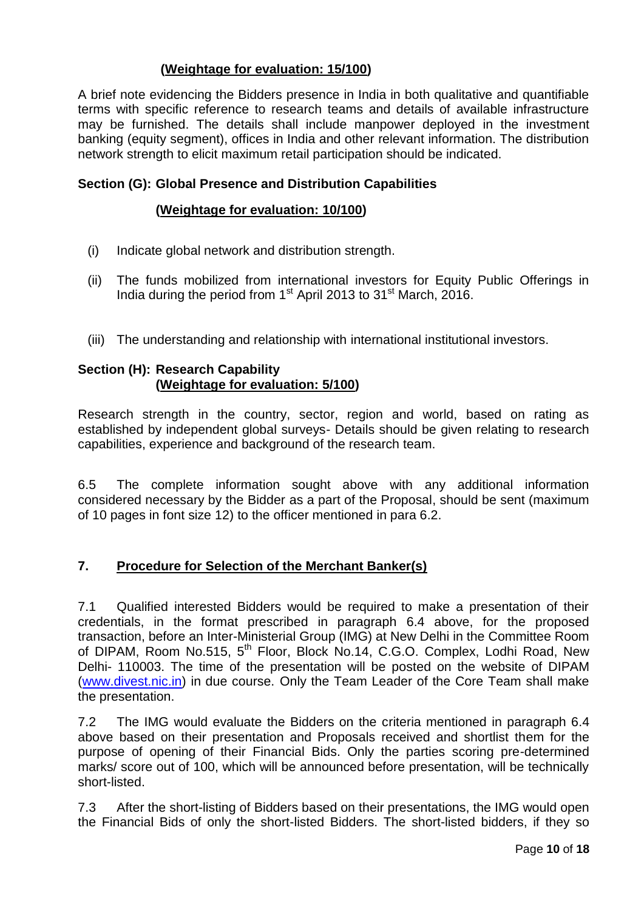**(Weightage for evaluation: 15/100)**

A brief note evidencing the Bidders presence in India in both qualitative and quantifiable terms with specific reference to research teams and details of available infrastructure may be furnished. The details shall include manpower deployed in the investment banking (equity segment), offices in India and other relevant information. The distribution network strength to elicit maximum retail participation should be indicated.

**Section (G): Global Presence and Distribution Capabilities**

**(Weightage for evaluation: 10/100)**

(i) Indicate global network and distribution strength.

(ii) The funds mobilized from international investors for Equity Public Offerings in India during the period from 1st April 2013 to 31st March, 2016.

(iii) The understanding and relationship with international institutional investors.

**Section (H): Research Capability**
**(Weightage for evaluation: 5/100)**

Research strength in the country, sector, region and world, based on rating as established by independent global surveys- Details should be given relating to research capabilities, experience and background of the research team.

6.5 The complete information sought above with any additional information considered necessary by the Bidder as a part of the Proposal, should be sent (maximum of 10 pages in font size 12) to the officer mentioned in para 6.2.

## 7. Procedure for Selection of the Merchant Banker(s)

7.1 Qualified interested Bidders would be required to make a presentation of their credentials, in the format prescribed in paragraph 6.4 above, for the proposed transaction, before an Inter-Ministerial Group (IMG) at New Delhi in the Committee Room of DIPAM, Room No.515, 5th Floor, Block No.14, C.G.O. Complex, Lodhi Road, New Delhi- 110003. The time of the presentation will be posted on the website of DIPAM (www.divest.nic.in) in due course. Only the Team Leader of the Core Team shall make the presentation.

7.2 The IMG would evaluate the Bidders on the criteria mentioned in paragraph 6.4 above based on their presentation and Proposals received and shortlist them for the purpose of opening of their Financial Bids. Only the parties scoring pre-determined marks/ score out of 100, which will be announced before presentation, will be technically short-listed.

7.3 After the short-listing of Bidders based on their presentations, the IMG would open the Financial Bids of only the short-listed Bidders. The short-listed bidders, if they so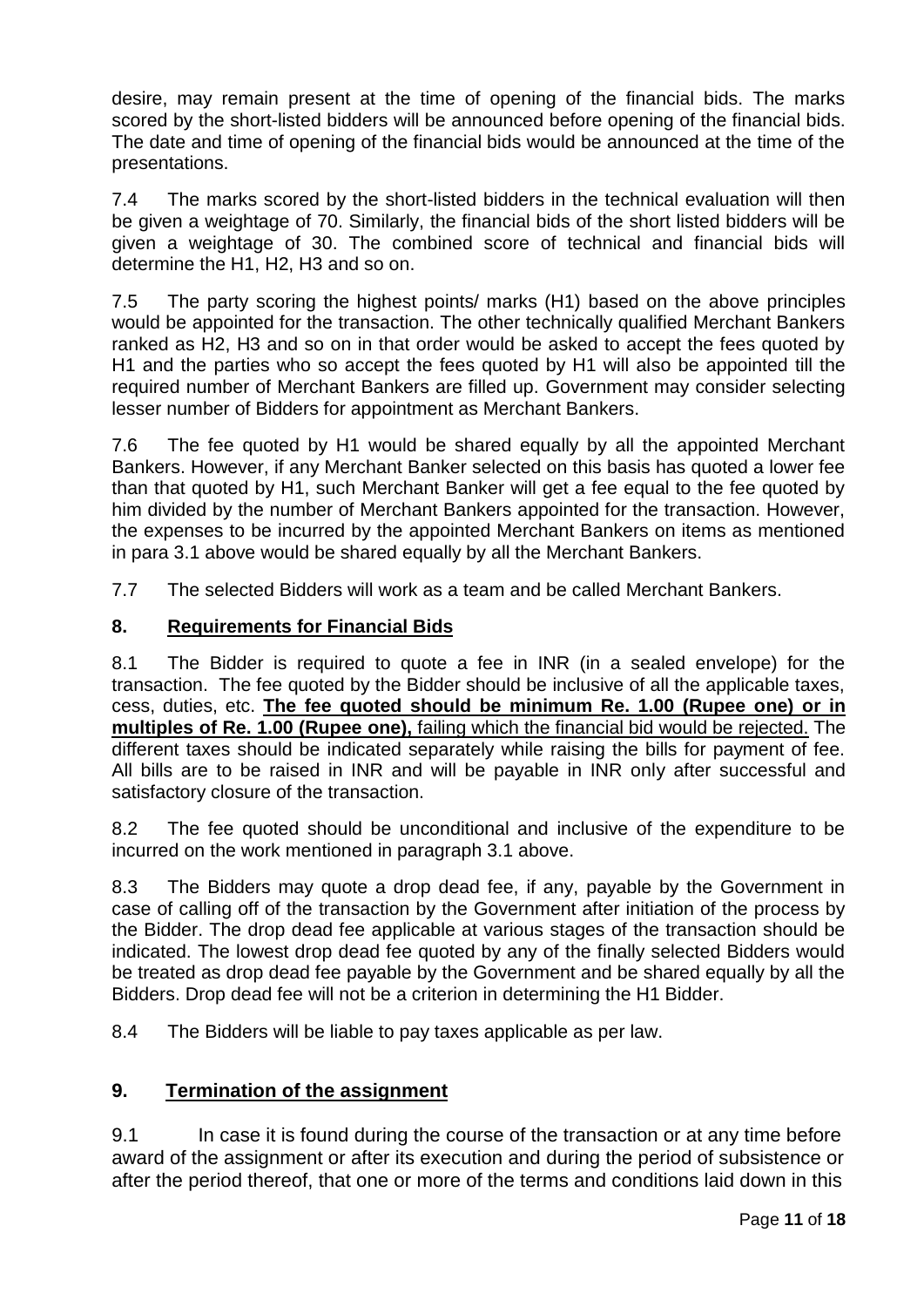desire, may remain present at the time of opening of the financial bids. The marks scored by the short-listed bidders will be announced before opening of the financial bids. The date and time of opening of the financial bids would be announced at the time of the presentations.

7.4 The marks scored by the short-listed bidders in the technical evaluation will then be given a weightage of 70. Similarly, the financial bids of the short listed bidders will be given a weightage of 30. The combined score of technical and financial bids will determine the H1, H2, H3 and so on.

7.5 The party scoring the highest points/ marks (H1) based on the above principles would be appointed for the transaction. The other technically qualified Merchant Bankers ranked as H2, H3 and so on in that order would be asked to accept the fees quoted by H1 and the parties who so accept the fees quoted by H1 will also be appointed till the required number of Merchant Bankers are filled up. Government may consider selecting lesser number of Bidders for appointment as Merchant Bankers.

7.6 The fee quoted by H1 would be shared equally by all the appointed Merchant Bankers. However, if any Merchant Banker selected on this basis has quoted a lower fee than that quoted by H1, such Merchant Banker will get a fee equal to the fee quoted by him divided by the number of Merchant Bankers appointed for the transaction. However, the expenses to be incurred by the appointed Merchant Bankers on items as mentioned in para 3.1 above would be shared equally by all the Merchant Bankers.

7.7 The selected Bidders will work as a team and be called Merchant Bankers.

## 8. Requirements for Financial Bids

8.1 The Bidder is required to quote a fee in INR (in a sealed envelope) for the transaction. The fee quoted by the Bidder should be inclusive of all the applicable taxes, cess, duties, etc. **The fee quoted should be minimum Re. 1.00 (Rupee one) or in multiples of Re. 1.00 (Rupee one),** failing which the financial bid would be rejected. The different taxes should be indicated separately while raising the bills for payment of fee. All bills are to be raised in INR and will be payable in INR only after successful and satisfactory closure of the transaction.

8.2 The fee quoted should be unconditional and inclusive of the expenditure to be incurred on the work mentioned in paragraph 3.1 above.

8.3 The Bidders may quote a drop dead fee, if any, payable by the Government in case of calling off of the transaction by the Government after initiation of the process by the Bidder. The drop dead fee applicable at various stages of the transaction should be indicated. The lowest drop dead fee quoted by any of the finally selected Bidders would be treated as drop dead fee payable by the Government and be shared equally by all the Bidders. Drop dead fee will not be a criterion in determining the H1 Bidder.

8.4 The Bidders will be liable to pay taxes applicable as per law.

## 9. Termination of the assignment

9.1 In case it is found during the course of the transaction or at any time before award of the assignment or after its execution and during the period of subsistence or after the period thereof, that one or more of the terms and conditions laid down in this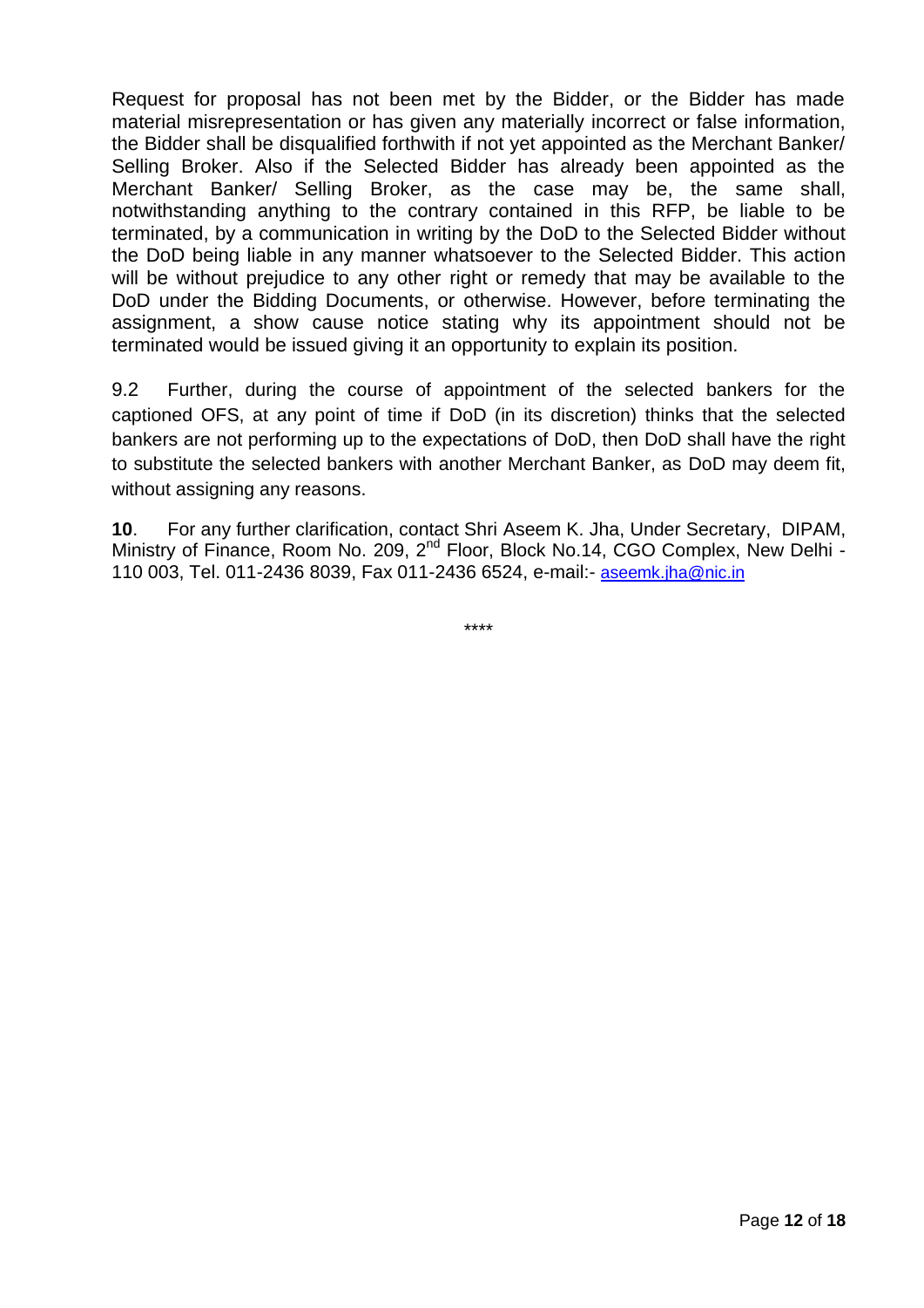Request for proposal has not been met by the Bidder, or the Bidder has made material misrepresentation or has given any materially incorrect or false information, the Bidder shall be disqualified forthwith if not yet appointed as the Merchant Banker/ Selling Broker. Also if the Selected Bidder has already been appointed as the Merchant Banker/ Selling Broker, as the case may be, the same shall, notwithstanding anything to the contrary contained in this RFP, be liable to be terminated, by a communication in writing by the DoD to the Selected Bidder without the DoD being liable in any manner whatsoever to the Selected Bidder. This action will be without prejudice to any other right or remedy that may be available to the DoD under the Bidding Documents, or otherwise. However, before terminating the assignment, a show cause notice stating why its appointment should not be terminated would be issued giving it an opportunity to explain its position.

9.2 Further, during the course of appointment of the selected bankers for the captioned OFS, at any point of time if DoD (in its discretion) thinks that the selected bankers are not performing up to the expectations of DoD, then DoD shall have the right to substitute the selected bankers with another Merchant Banker, as DoD may deem fit, without assigning any reasons.

**10**. For any further clarification, contact Shri Aseem K. Jha, Under Secretary, DIPAM, Ministry of Finance, Room No. 209, 2nd Floor, Block No.14, CGO Complex, New Delhi - 110 003, Tel. 011-2436 8039, Fax 011-2436 6524, e-mail:- aseemk.jha@nic.in

****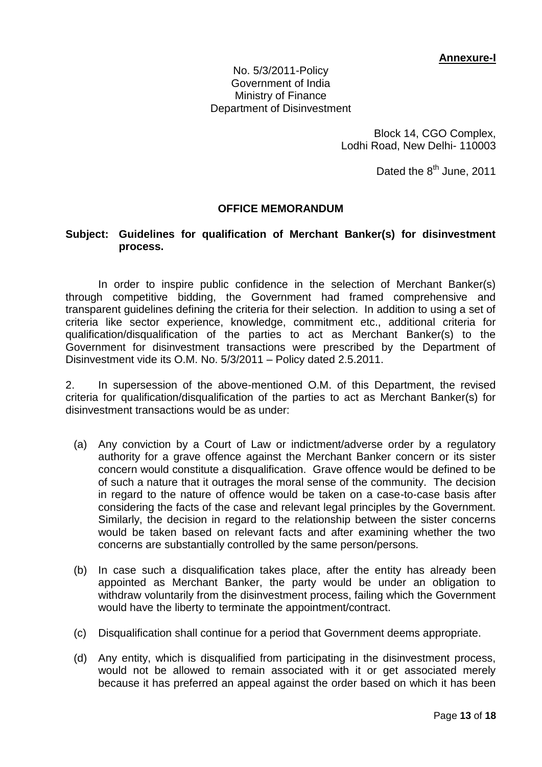**Annexure-I**

No. 5/3/2011-Policy
Government of India
Ministry of Finance
Department of Disinvestment

Block 14, CGO Complex,
Lodhi Road, New Delhi- 110003

Dated the 8th June, 2011

**OFFICE MEMORANDUM**

**Subject: Guidelines for qualification of Merchant Banker(s) for disinvestment process.**

In order to inspire public confidence in the selection of Merchant Banker(s) through competitive bidding, the Government had framed comprehensive and transparent guidelines defining the criteria for their selection. In addition to using a set of criteria like sector experience, knowledge, commitment etc., additional criteria for qualification/disqualification of the parties to act as Merchant Banker(s) to the Government for disinvestment transactions were prescribed by the Department of Disinvestment vide its O.M. No. 5/3/2011 – Policy dated 2.5.2011.

2. In supersession of the above-mentioned O.M. of this Department, the revised criteria for qualification/disqualification of the parties to act as Merchant Banker(s) for disinvestment transactions would be as under:

(a) Any conviction by a Court of Law or indictment/adverse order by a regulatory authority for a grave offence against the Merchant Banker concern or its sister concern would constitute a disqualification. Grave offence would be defined to be of such a nature that it outrages the moral sense of the community. The decision in regard to the nature of offence would be taken on a case-to-case basis after considering the facts of the case and relevant legal principles by the Government. Similarly, the decision in regard to the relationship between the sister concerns would be taken based on relevant facts and after examining whether the two concerns are substantially controlled by the same person/persons.

(b) In case such a disqualification takes place, after the entity has already been appointed as Merchant Banker, the party would be under an obligation to withdraw voluntarily from the disinvestment process, failing which the Government would have the liberty to terminate the appointment/contract.

(c) Disqualification shall continue for a period that Government deems appropriate.

(d) Any entity, which is disqualified from participating in the disinvestment process, would not be allowed to remain associated with it or get associated merely because it has preferred an appeal against the order based on which it has been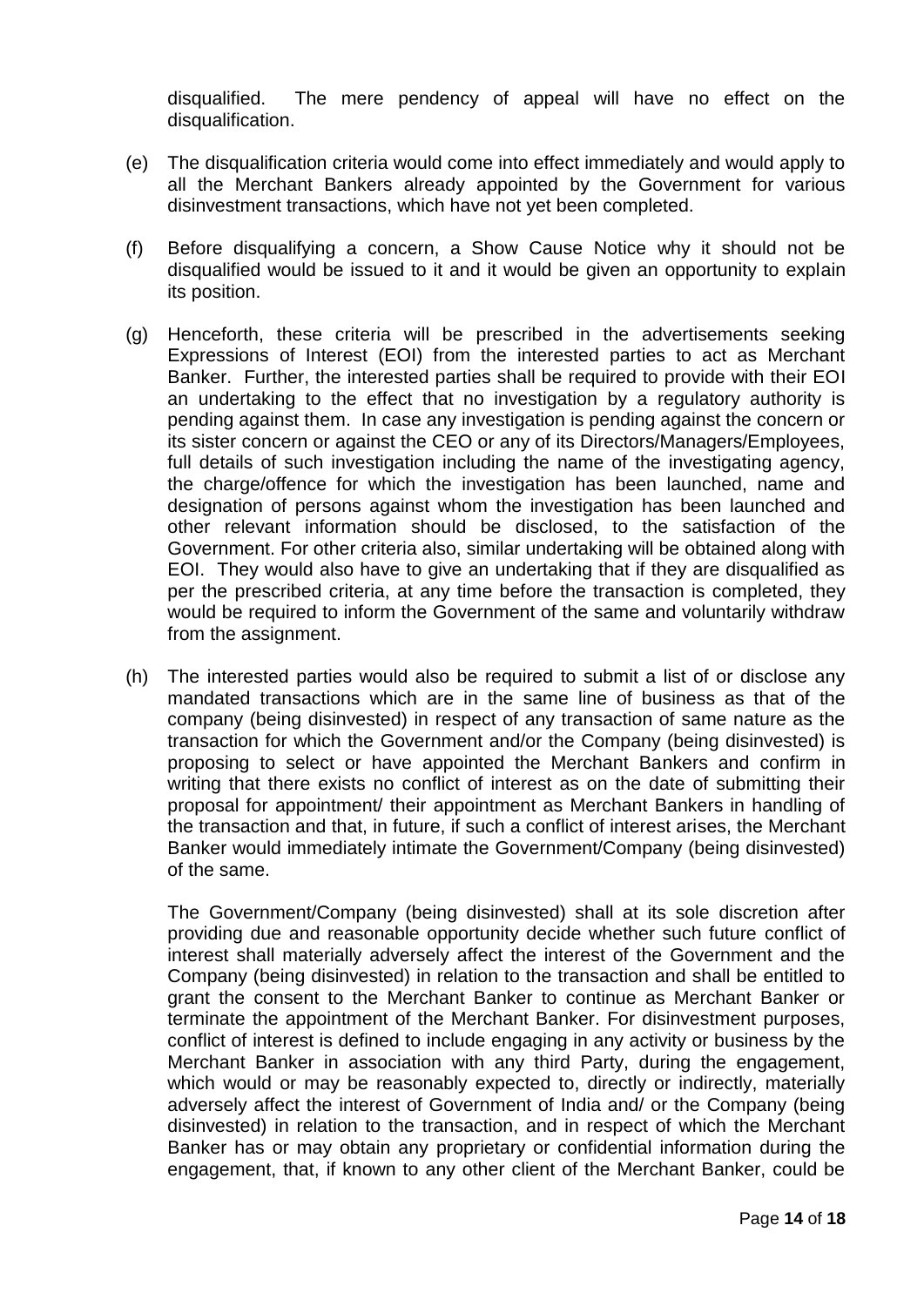disqualified. The mere pendency of appeal will have no effect on the disqualification.

(e) The disqualification criteria would come into effect immediately and would apply to all the Merchant Bankers already appointed by the Government for various disinvestment transactions, which have not yet been completed.

(f) Before disqualifying a concern, a Show Cause Notice why it should not be disqualified would be issued to it and it would be given an opportunity to explain its position.

(g) Henceforth, these criteria will be prescribed in the advertisements seeking Expressions of Interest (EOI) from the interested parties to act as Merchant Banker. Further, the interested parties shall be required to provide with their EOI an undertaking to the effect that no investigation by a regulatory authority is pending against them. In case any investigation is pending against the concern or its sister concern or against the CEO or any of its Directors/Managers/Employees, full details of such investigation including the name of the investigating agency, the charge/offence for which the investigation has been launched, name and designation of persons against whom the investigation has been launched and other relevant information should be disclosed, to the satisfaction of the Government. For other criteria also, similar undertaking will be obtained along with EOI. They would also have to give an undertaking that if they are disqualified as per the prescribed criteria, at any time before the transaction is completed, they would be required to inform the Government of the same and voluntarily withdraw from the assignment.

(h) The interested parties would also be required to submit a list of or disclose any mandated transactions which are in the same line of business as that of the company (being disinvested) in respect of any transaction of same nature as the transaction for which the Government and/or the Company (being disinvested) is proposing to select or have appointed the Merchant Bankers and confirm in writing that there exists no conflict of interest as on the date of submitting their proposal for appointment/ their appointment as Merchant Bankers in handling of the transaction and that, in future, if such a conflict of interest arises, the Merchant Banker would immediately intimate the Government/Company (being disinvested) of the same.

The Government/Company (being disinvested) shall at its sole discretion after providing due and reasonable opportunity decide whether such future conflict of interest shall materially adversely affect the interest of the Government and the Company (being disinvested) in relation to the transaction and shall be entitled to grant the consent to the Merchant Banker to continue as Merchant Banker or terminate the appointment of the Merchant Banker. For disinvestment purposes, conflict of interest is defined to include engaging in any activity or business by the Merchant Banker in association with any third Party, during the engagement, which would or may be reasonably expected to, directly or indirectly, materially adversely affect the interest of Government of India and/ or the Company (being disinvested) in relation to the transaction, and in respect of which the Merchant Banker has or may obtain any proprietary or confidential information during the engagement, that, if known to any other client of the Merchant Banker, could be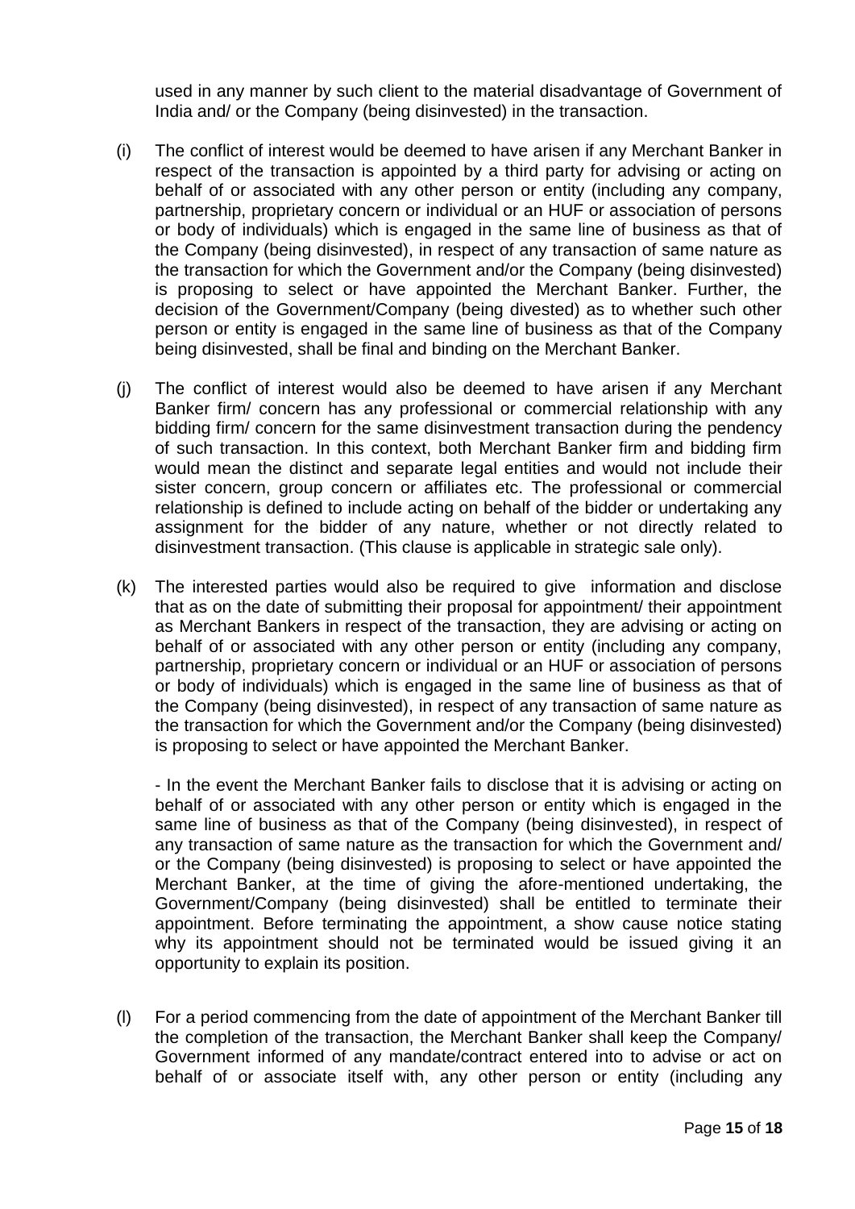used in any manner by such client to the material disadvantage of Government of India and/ or the Company (being disinvested) in the transaction.

(i) The conflict of interest would be deemed to have arisen if any Merchant Banker in respect of the transaction is appointed by a third party for advising or acting on behalf of or associated with any other person or entity (including any company, partnership, proprietary concern or individual or an HUF or association of persons or body of individuals) which is engaged in the same line of business as that of the Company (being disinvested), in respect of any transaction of same nature as the transaction for which the Government and/or the Company (being disinvested) is proposing to select or have appointed the Merchant Banker. Further, the decision of the Government/Company (being divested) as to whether such other person or entity is engaged in the same line of business as that of the Company being disinvested, shall be final and binding on the Merchant Banker.

(j) The conflict of interest would also be deemed to have arisen if any Merchant Banker firm/ concern has any professional or commercial relationship with any bidding firm/ concern for the same disinvestment transaction during the pendency of such transaction. In this context, both Merchant Banker firm and bidding firm would mean the distinct and separate legal entities and would not include their sister concern, group concern or affiliates etc. The professional or commercial relationship is defined to include acting on behalf of the bidder or undertaking any assignment for the bidder of any nature, whether or not directly related to disinvestment transaction. (This clause is applicable in strategic sale only).

(k) The interested parties would also be required to give information and disclose that as on the date of submitting their proposal for appointment/ their appointment as Merchant Bankers in respect of the transaction, they are advising or acting on behalf of or associated with any other person or entity (including any company, partnership, proprietary concern or individual or an HUF or association of persons or body of individuals) which is engaged in the same line of business as that of the Company (being disinvested), in respect of any transaction of same nature as the transaction for which the Government and/or the Company (being disinvested) is proposing to select or have appointed the Merchant Banker.

   - In the event the Merchant Banker fails to disclose that it is advising or acting on behalf of or associated with any other person or entity which is engaged in the same line of business as that of the Company (being disinvested), in respect of any transaction of same nature as the transaction for which the Government and/ or the Company (being disinvested) is proposing to select or have appointed the Merchant Banker, at the time of giving the afore-mentioned undertaking, the Government/Company (being disinvested) shall be entitled to terminate their appointment. Before terminating the appointment, a show cause notice stating why its appointment should not be terminated would be issued giving it an opportunity to explain its position.

(l) For a period commencing from the date of appointment of the Merchant Banker till the completion of the transaction, the Merchant Banker shall keep the Company/ Government informed of any mandate/contract entered into to advise or act on behalf of or associate itself with, any other person or entity (including any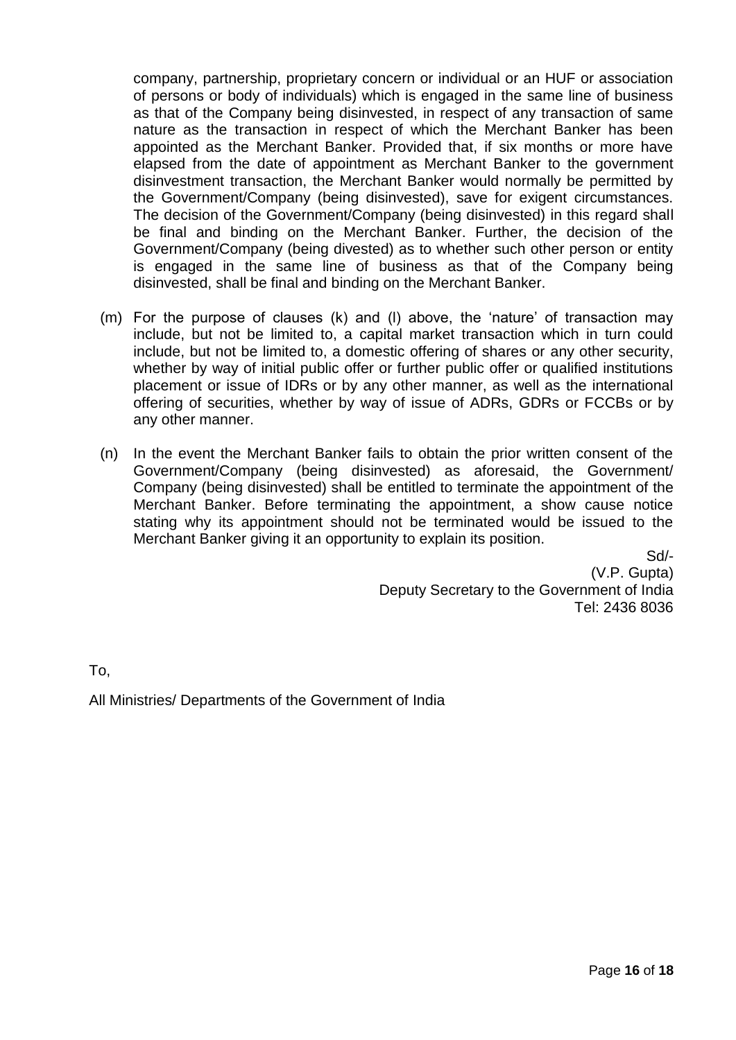company, partnership, proprietary concern or individual or an HUF or association of persons or body of individuals) which is engaged in the same line of business as that of the Company being disinvested, in respect of any transaction of same nature as the transaction in respect of which the Merchant Banker has been appointed as the Merchant Banker. Provided that, if six months or more have elapsed from the date of appointment as Merchant Banker to the government disinvestment transaction, the Merchant Banker would normally be permitted by the Government/Company (being disinvested), save for exigent circumstances. The decision of the Government/Company (being disinvested) in this regard shall be final and binding on the Merchant Banker. Further, the decision of the Government/Company (being divested) as to whether such other person or entity is engaged in the same line of business as that of the Company being disinvested, shall be final and binding on the Merchant Banker.

(m) For the purpose of clauses (k) and (l) above, the 'nature' of transaction may include, but not be limited to, a capital market transaction which in turn could include, but not be limited to, a domestic offering of shares or any other security, whether by way of initial public offer or further public offer or qualified institutions placement or issue of IDRs or by any other manner, as well as the international offering of securities, whether by way of issue of ADRs, GDRs or FCCBs or by any other manner.

(n) In the event the Merchant Banker fails to obtain the prior written consent of the Government/Company (being disinvested) as aforesaid, the Government/ Company (being disinvested) shall be entitled to terminate the appointment of the Merchant Banker. Before terminating the appointment, a show cause notice stating why its appointment should not be terminated would be issued to the Merchant Banker giving it an opportunity to explain its position.

Sd/-
(V.P. Gupta)
Deputy Secretary to the Government of India
Tel: 2436 8036

To,

All Ministries/ Departments of the Government of India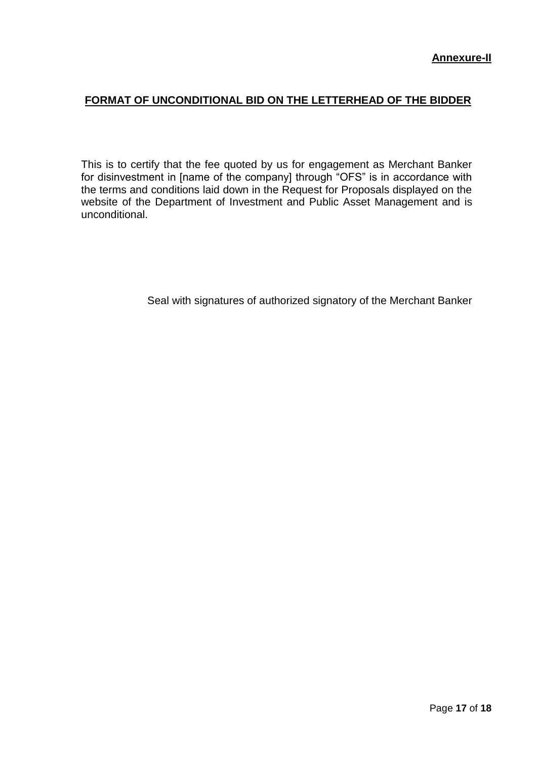**Annexure-II**

## FORMAT OF UNCONDITIONAL BID ON THE LETTERHEAD OF THE BIDDER

This is to certify that the fee quoted by us for engagement as Merchant Banker for disinvestment in [name of the company] through "OFS" is in accordance with the terms and conditions laid down in the Request for Proposals displayed on the website of the Department of Investment and Public Asset Management and is unconditional.

Seal with signatures of authorized signatory of the Merchant Banker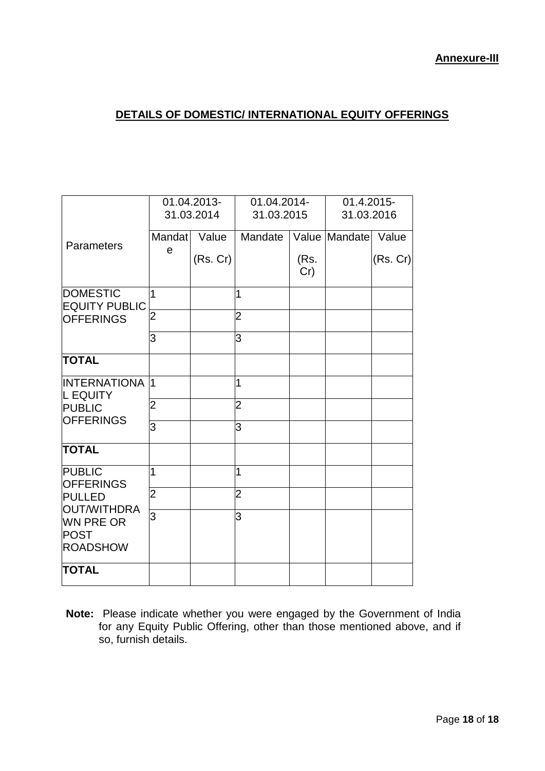**Annexure-III**

## DETAILS OF DOMESTIC/ INTERNATIONAL EQUITY OFFERINGS

| Parameters | 01.04.2013-31.03.2014 | | 01.04.2014-31.03.2015 | | 01.4.2015-31.03.2016 | |
|---|---|---|---|---|---|---|
| | Mandate | Value (Rs. Cr) | Mandate | Value (Rs. Cr) | Mandate | Value (Rs. Cr) |
| DOMESTIC EQUITY PUBLIC OFFERINGS | 1 | | 1 | | | |
| | 2 | | 2 | | | |
| | 3 | | 3 | | | |
| **TOTAL** | | | | | | |
| INTERNATIONAL EQUITY PUBLIC OFFERINGS | 1 | | 1 | | | |
| | 2 | | 2 | | | |
| | 3 | | 3 | | | |
| **TOTAL** | | | | | | |
| PUBLIC OFFERINGS PULLED OUT/WITHDRAWN PRE OR POST ROADSHOW | 1 | | 1 | | | |
| | 2 | | 2 | | | |
| | 3 | | 3 | | | |
| **TOTAL** | | | | | | |

**Note:** Please indicate whether you were engaged by the Government of India for any Equity Public Offering, other than those mentioned above, and if so, furnish details.